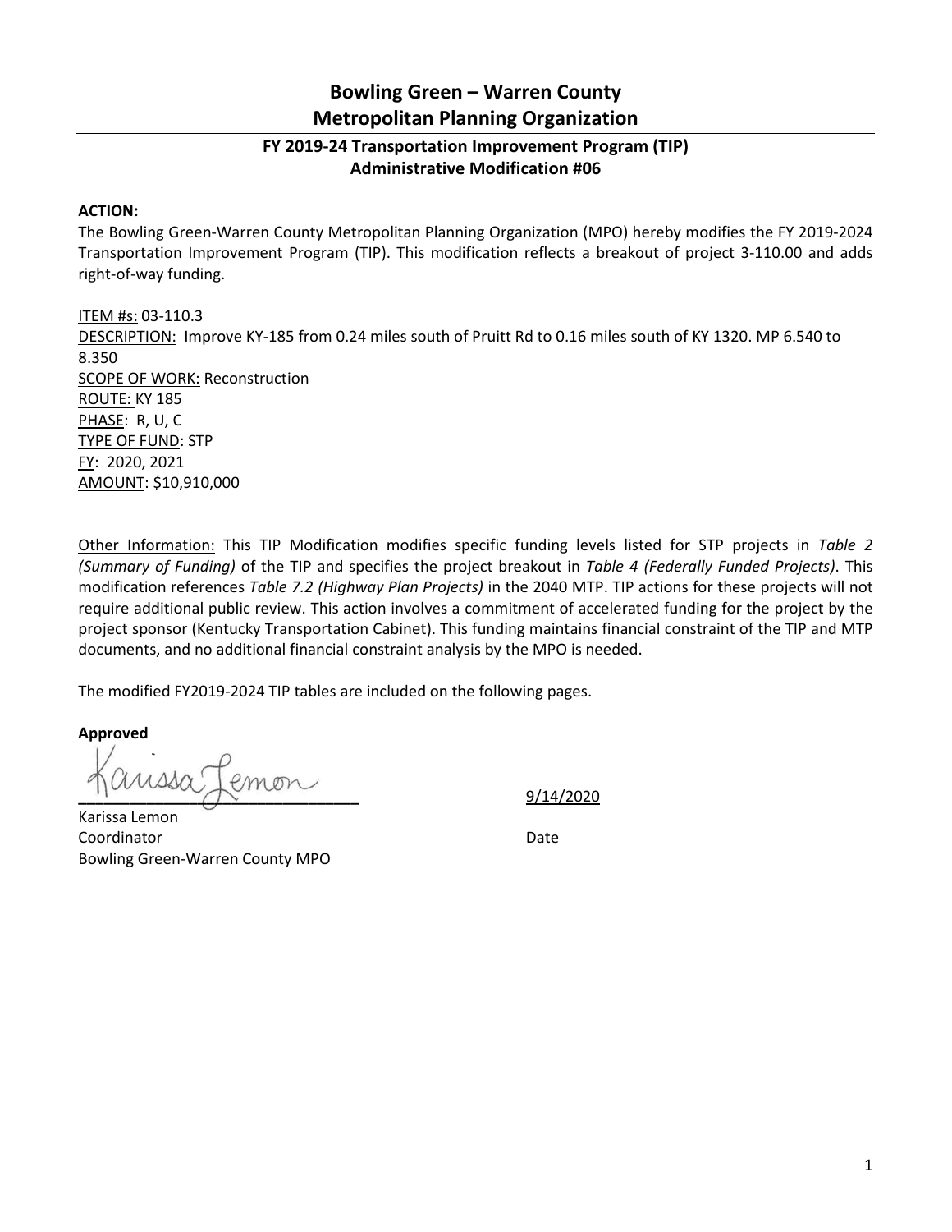# Bowling Green – Warren County Metropolitan Planning Organization

## FY 2019-24 Transportation Improvement Program (TIP) Administrative Modification #06

**ACTION:**

The Bowling Green-Warren County Metropolitan Planning Organization (MPO) hereby modifies the FY 2019-2024 Transportation Improvement Program (TIP). This modification reflects a breakout of project 3-110.00 and adds right-of-way funding.

<u>ITEM #s:</u> 03-110.3
<u>DESCRIPTION:</u> Improve KY-185 from 0.24 miles south of Pruitt Rd to 0.16 miles south of KY 1320. MP 6.540 to 8.350
<u>SCOPE OF WORK:</u> Reconstruction
<u>ROUTE:</u> KY 185
<u>PHASE</u>: R, U, C
<u>TYPE OF FUND</u>: STP
<u>FY</u>: 2020, 2021
<u>AMOUNT</u>: $10,910,000

<u>Other Information:</u> This TIP Modification modifies specific funding levels listed for STP projects in *Table 2 (Summary of Funding)* of the TIP and specifies the project breakout in *Table 4 (Federally Funded Projects)*. This modification references *Table 7.2 (Highway Plan Projects)* in the 2040 MTP. TIP actions for these projects will not require additional public review. This action involves a commitment of accelerated funding for the project by the project sponsor (Kentucky Transportation Cabinet). This funding maintains financial constraint of the TIP and MTP documents, and no additional financial constraint analysis by the MPO is needed.

The modified FY2019-2024 TIP tables are included on the following pages.

**Approved**

Karissa Lemon
Coordinator
Bowling Green-Warren County MPO

<u>9/14/2020</u>
Date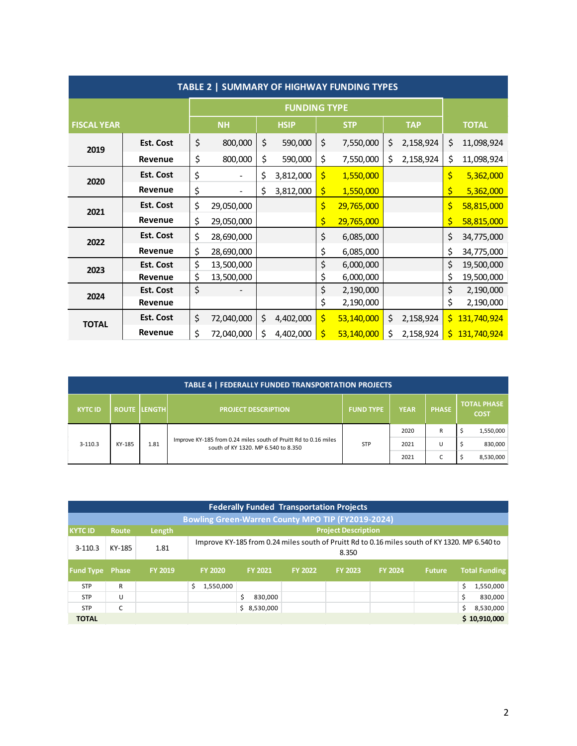## TABLE 2 | SUMMARY OF HIGHWAY FUNDING TYPES

| FISCAL YEAR | | FUNDING TYPE | | | | TOTAL |
|---|---|---|---|---|---|---|
| | | NH | HSIP | STP | TAP | |
| 2019 | Est. Cost | $ 800,000 | $ 590,000 | $ 7,550,000 | $ 2,158,924 | $ 11,098,924 |
| | Revenue | $ 800,000 | $ 590,000 | $ 7,550,000 | $ 2,158,924 | $ 11,098,924 |
| 2020 | Est. Cost | $ - | $ 3,812,000 | $ 1,550,000 | | $ 5,362,000 |
| | Revenue | $ - | $ 3,812,000 | $ 1,550,000 | | $ 5,362,000 |
| 2021 | Est. Cost | $ 29,050,000 | | $ 29,765,000 | | $ 58,815,000 |
| | Revenue | $ 29,050,000 | | $ 29,765,000 | | $ 58,815,000 |
| 2022 | Est. Cost | $ 28,690,000 | | $ 6,085,000 | | $ 34,775,000 |
| | Revenue | $ 28,690,000 | | $ 6,085,000 | | $ 34,775,000 |
| 2023 | Est. Cost | $ 13,500,000 | | $ 6,000,000 | | $ 19,500,000 |
| | Revenue | $ 13,500,000 | | $ 6,000,000 | | $ 19,500,000 |
| 2024 | Est. Cost | $ - | | $ 2,190,000 | | $ 2,190,000 |
| | Revenue | | | $ 2,190,000 | | $ 2,190,000 |
| TOTAL | Est. Cost | $ 72,040,000 | $ 4,402,000 | $ 53,140,000 | $ 2,158,924 | $ 131,740,924 |
| | Revenue | $ 72,040,000 | $ 4,402,000 | $ 53,140,000 | $ 2,158,924 | $ 131,740,924 |

## TABLE 4 | FEDERALLY FUNDED TRANSPORTATION PROJECTS

| KYTC ID | ROUTE | LENGTH | PROJECT DESCRIPTION | FUND TYPE | YEAR | PHASE | TOTAL PHASE COST |
|---|---|---|---|---|---|---|---|
| 3-110.3 | KY-185 | 1.81 | Improve KY-185 from 0.24 miles south of Pruitt Rd to 0.16 miles south of KY 1320. MP 6.540 to 8.350 | STP | 2020 | R | $ 1,550,000 |
| | | | | | 2021 | U | $ 830,000 |
| | | | | | 2021 | C | $ 8,530,000 |

## Federally Funded Transportation Projects

### Bowling Green-Warren County MPO TIP (FY2019-2024)

| KYTC ID | Route | Length | Project Description |
|---|---|---|---|
| 3-110.3 | KY-185 | 1.81 | Improve KY-185 from 0.24 miles south of Pruitt Rd to 0.16 miles south of KY 1320. MP 6.540 to 8.350 |

| Fund Type | Phase | FY 2019 | FY 2020 | FY 2021 | FY 2022 | FY 2023 | FY 2024 | Future | Total Funding |
|---|---|---|---|---|---|---|---|---|---|
| STP | R | | $ 1,550,000 | | | | | | $ 1,550,000 |
| STP | U | | | $ 830,000 | | | | | $ 830,000 |
| STP | C | | | $ 8,530,000 | | | | | $ 8,530,000 |
| **TOTAL** | | | | | | | | | **$ 10,910,000** |